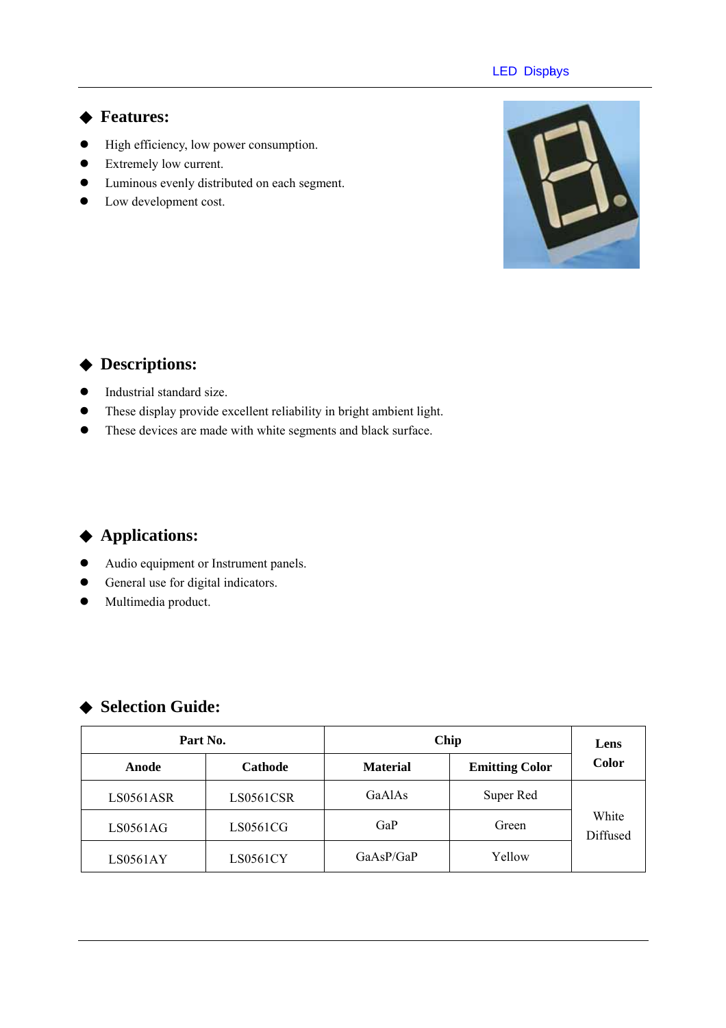## ◆ Features:

- High efficiency, low power consumption.
- Extremely low current.
- Luminous evenly distributed on each segment.
- Low development cost.

## ◆ Descriptions:

- Industrial standard size.
- These display provide excellent reliability in bright ambient light.
- These devices are made with white segments and black surface.

## ◆ Applications:

- Audio equipment or Instrument panels.
- General use for digital indicators.
- Multimedia product.

## ◆ Selection Guide:

| Part No. | | Chip | | Lens Color |
|---|---|---|---|---|
| **Anode** | **Cathode** | **Material** | **Emitting Color** | |
| LS0561ASR | LS0561CSR | GaAlAs | Super Red | White Diffused |
| LS0561AG | LS0561CG | GaP | Green | |
| LS0561AY | LS0561CY | GaAsP/GaP | Yellow | |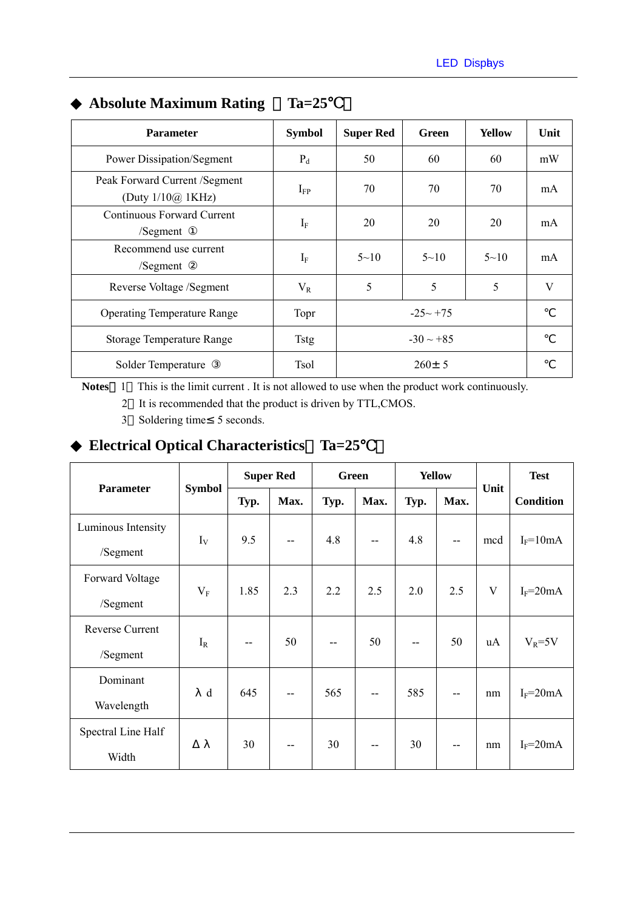## ◆ Absolute Maximum Rating （Ta=25℃）

| Parameter | Symbol | Super Red | Green | Yellow | Unit |
|---|---|---|---|---|---|
| Power Dissipation/Segment | $P_d$ | 50 | 60 | 60 | mW |
| Peak Forward Current /Segment (Duty 1/10@ 1KHz) | $I_{FP}$ | 70 | 70 | 70 | mA |
| Continuous Forward Current /Segment ① | $I_F$ | 20 | 20 | 20 | mA |
| Recommend use current /Segment ② | $I_F$ | 5~10 | 5~10 | 5~10 | mA |
| Reverse Voltage /Segment | $V_R$ | 5 | 5 | 5 | V |
| Operating Temperature Range | Topr | -25~ +75 | | | ℃ |
| Storage Temperature Range | Tstg | -30 ~ +85 | | | ℃ |
| Solder Temperature ③ | Tsol | 260± 5 | | | ℃ |

**Notes**：1．This is the limit current . It is not allowed to use when the product work continuously.

2．It is recommended that the product is driven by TTL,CMOS.

3．Soldering time≤ 5 seconds.

## ◆ Electrical Optical Characteristics（Ta=25℃）

| Parameter | Symbol | Super Red | | Green | | Yellow | | Unit | Test Condition |
|---|---|---|---|---|---|---|---|---|---|
| | | Typ. | Max. | Typ. | Max. | Typ. | Max. | | |
| Luminous Intensity /Segment | $I_V$ | 9.5 | -- | 4.8 | -- | 4.8 | -- | mcd | $I_F$=10mA |
| Forward Voltage /Segment | $V_F$ | 1.85 | 2.3 | 2.2 | 2.5 | 2.0 | 2.5 | V | $I_F$=20mA |
| Reverse Current /Segment | $I_R$ | -- | 50 | -- | 50 | -- | 50 | uA | $V_R$=5V |
| Dominant Wavelength | λ d | 645 | -- | 565 | -- | 585 | -- | nm | $I_F$=20mA |
| Spectral Line Half Width | Δ λ | 30 | -- | 30 | -- | 30 | -- | nm | $I_F$=20mA |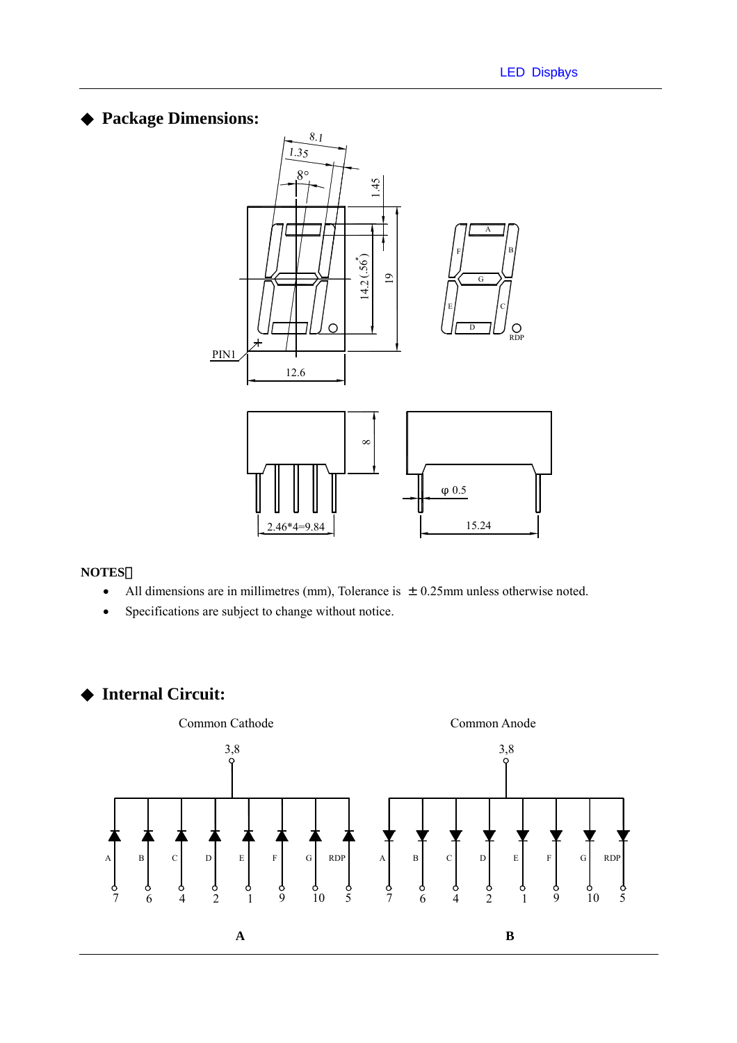## ◆ Package Dimensions:

**NOTES**：

- All dimensions are in millimetres (mm), Tolerance is ±0.25mm unless otherwise noted.
- Specifications are subject to change without notice.

## ◆ Internal Circuit: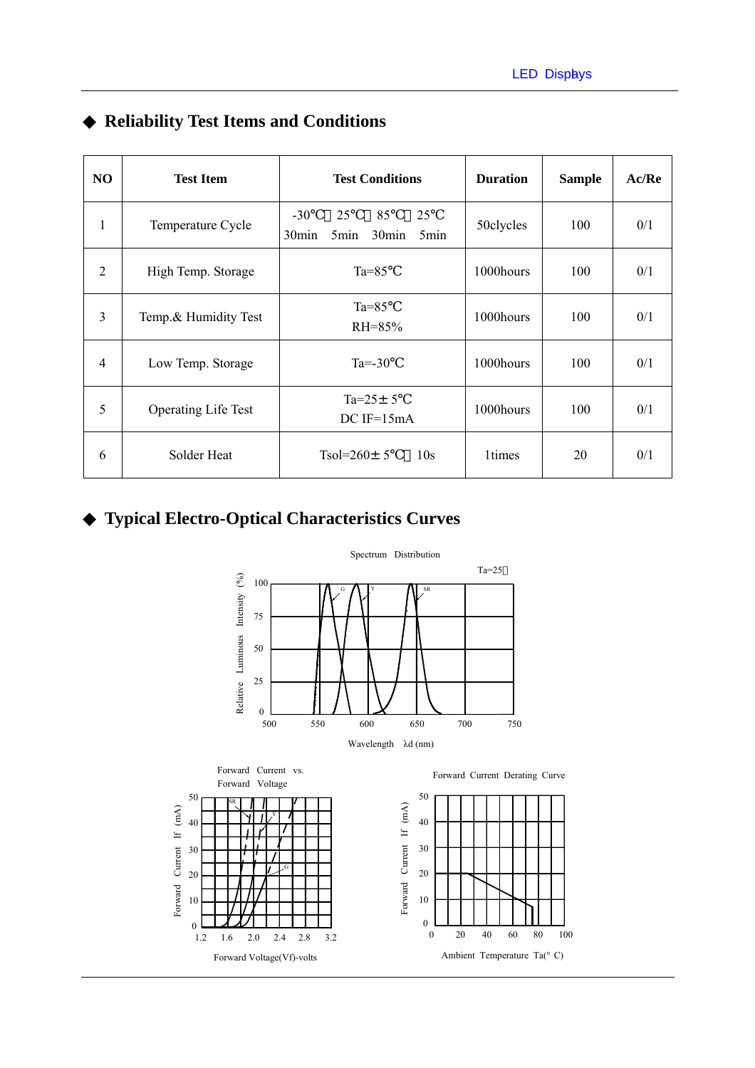## ◆ Reliability Test Items and Conditions

| NO | Test Item | Test Conditions | Duration | Sample | Ac/Re |
|---|---|---|---|---|---|
| 1 | Temperature Cycle | -30℃ 25℃ 85℃ 25℃<br>30min 5min 30min 5min | 50clycles | 100 | 0/1 |
| 2 | High Temp. Storage | Ta=85℃ | 1000hours | 100 | 0/1 |
| 3 | Temp.& Humidity Test | Ta=85℃<br>RH=85% | 1000hours | 100 | 0/1 |
| 4 | Low Temp. Storage | Ta=-30℃ | 1000hours | 100 | 0/1 |
| 5 | Operating Life Test | Ta=25± 5℃<br>DC IF=15mA | 1000hours | 100 | 0/1 |
| 6 | Solder Heat | Tsol=260± 5℃ 10s | 1times | 20 | 0/1 |

## ◆ Typical Electro-Optical Characteristics Curves

Spectrum Distribution

Ta=25℃

Relative Luminous Intensity (%)

100
75
50
25
0

G
Y
SR

500 550 600 650 700 750

Wavelength λd (nm)

Forward Current vs.
Forward Voltage

Forward Current If (mA)

50
40
30
20
10
0

SR
Y
G

1.2 1.6 2.0 2.4 2.8 3.2

Forward Voltage(Vf)-volts

Forward Current Derating Curve

Forward Current If (mA)

50
40
30
20
10
0

0 20 40 60 80 100

Ambient Temperature Ta(° C)